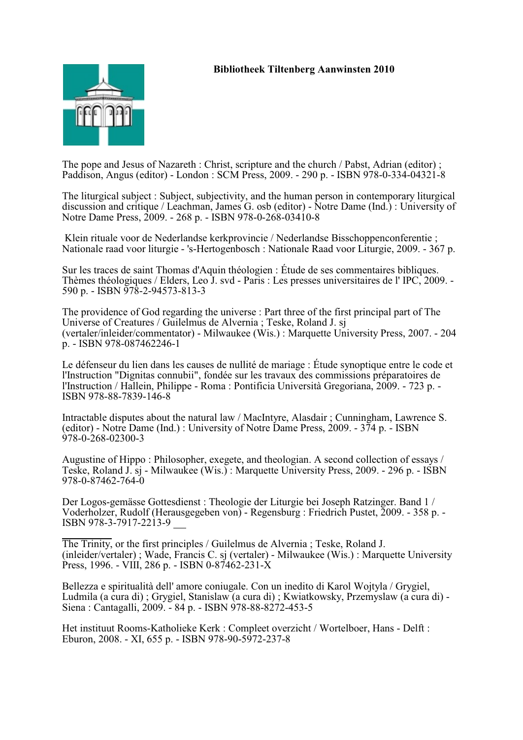**Bibliotheek Tiltenberg Aanwinsten 2010**

The pope and Jesus of Nazareth : Christ, scripture and the church / Pabst, Adrian (editor) ; Paddison, Angus (editor) - London : SCM Press, 2009. - 290 p. - ISBN 978-0-334-04321-8

The liturgical subject : Subject, subjectivity, and the human person in contemporary liturgical discussion and critique / Leachman, James G. osb (editor) - Notre Dame (Ind.) : University of Notre Dame Press, 2009. - 268 p. - ISBN 978-0-268-03410-8

Klein rituale voor de Nederlandse kerkprovincie / Nederlandse Bisschoppenconferentie ; Nationale raad voor liturgie - 's-Hertogenbosch : Nationale Raad voor Liturgie, 2009. - 367 p.

Sur les traces de saint Thomas d'Aquin théologien : Étude de ses commentaires bibliques. Thèmes théologiques / Elders, Leo J. svd - Paris : Les presses universitaires de l' IPC, 2009. - 590 p. - ISBN 978-2-94573-813-3

The providence of God regarding the universe : Part three of the first principal part of The Universe of Creatures / Guilelmus de Alvernia ; Teske, Roland J. sj (vertaler/inleider/commentator) - Milwaukee (Wis.) : Marquette University Press, 2007. - 204 p. - ISBN 978-087462246-1

Le défenseur du lien dans les causes de nullité de mariage : Étude synoptique entre le code et l'Instruction "Dignitas connubii", fondée sur les travaux des commissions préparatoires de l'Instruction / Hallein, Philippe - Roma : Pontificia Università Gregoriana, 2009. - 723 p. - ISBN 978-88-7839-146-8

Intractable disputes about the natural law / MacIntyre, Alasdair ; Cunningham, Lawrence S. (editor) - Notre Dame (Ind.) : University of Notre Dame Press, 2009. - 374 p. - ISBN 978-0-268-02300-3

Augustine of Hippo : Philosopher, exegete, and theologian. A second collection of essays / Teske, Roland J. sj - Milwaukee (Wis.) : Marquette University Press, 2009. - 296 p. - ISBN 978-0-87462-764-0

Der Logos-gemässe Gottesdienst : Theologie der Liturgie bei Joseph Ratzinger. Band 1 / Voderholzer, Rudolf (Herausgegeben von) - Regensburg : Friedrich Pustet, 2009. - 358 p. - ISBN 978-3-7917-2213-9

The Trinity, or the first principles / Guilelmus de Alvernia ; Teske, Roland J. (inleider/vertaler) ; Wade, Francis C. sj (vertaler) - Milwaukee (Wis.) : Marquette University Press, 1996. - VIII, 286 p. - ISBN 0-87462-231-X

Bellezza e spiritualità dell' amore coniugale. Con un inedito di Karol Wojtyla / Grygiel, Ludmila (a cura di) ; Grygiel, Stanislaw (a cura di) ; Kwiatkowsky, Przemyslaw (a cura di) - Siena : Cantagalli, 2009. - 84 p. - ISBN 978-88-8272-453-5

Het instituut Rooms-Katholieke Kerk : Compleet overzicht / Wortelboer, Hans - Delft : Eburon, 2008. - XI, 655 p. - ISBN 978-90-5972-237-8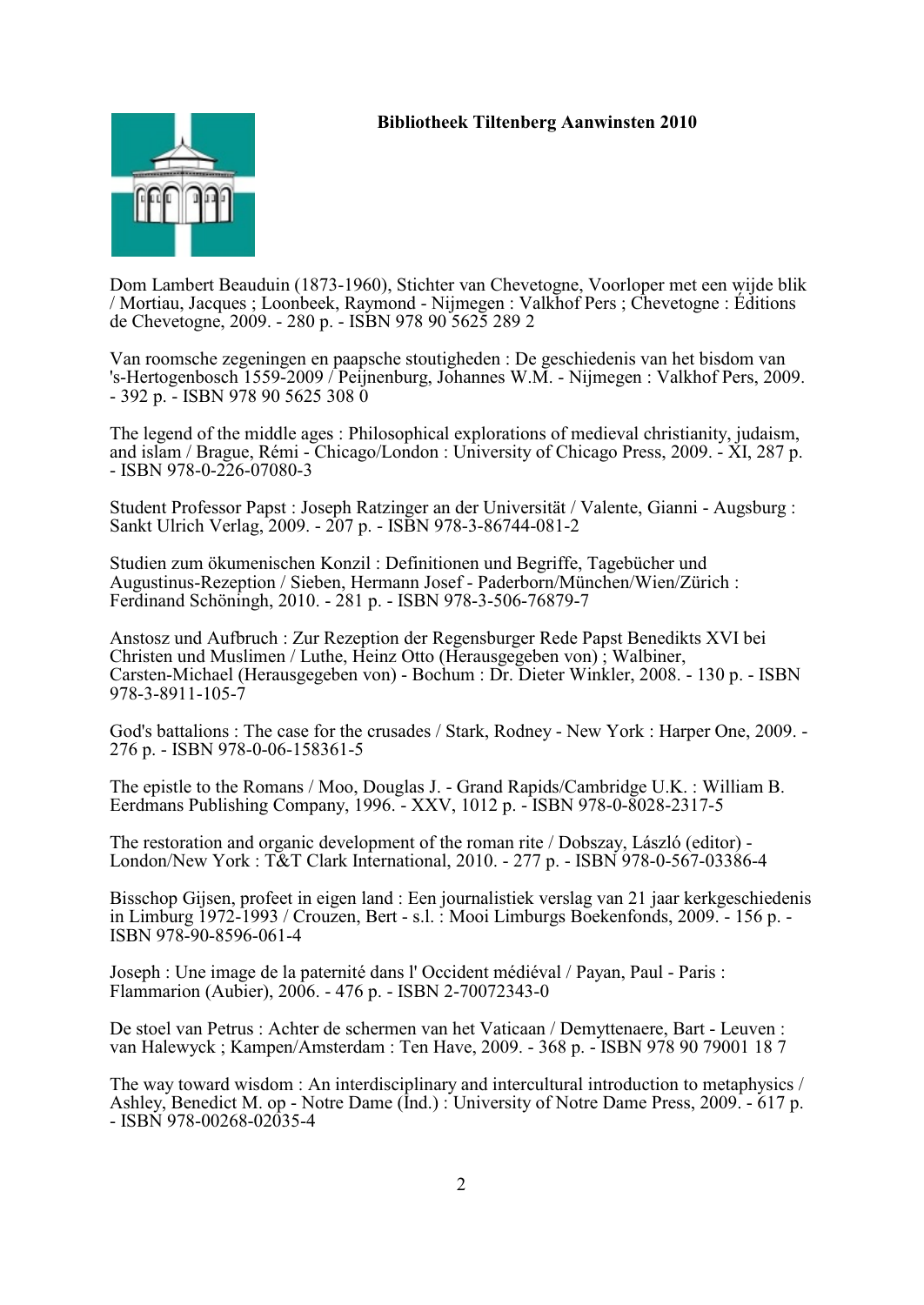**Bibliotheek Tiltenberg Aanwinsten 2010**

Dom Lambert Beauduin (1873-1960), Stichter van Chevetogne, Voorloper met een wijde blik / Mortiau, Jacques ; Loonbeek, Raymond - Nijmegen : Valkhof Pers ; Chevetogne : Éditions de Chevetogne, 2009. - 280 p. - ISBN 978 90 5625 289 2

Van roomsche zegeningen en paapsche stoutigheden : De geschiedenis van het bisdom van 's-Hertogenbosch 1559-2009 / Peijnenburg, Johannes W.M. - Nijmegen : Valkhof Pers, 2009. - 392 p. - ISBN 978 90 5625 308 0

The legend of the middle ages : Philosophical explorations of medieval christianity, judaism, and islam / Brague, Rémi - Chicago/London : University of Chicago Press, 2009. - XI, 287 p. - ISBN 978-0-226-07080-3

Student Professor Papst : Joseph Ratzinger an der Universität / Valente, Gianni - Augsburg : Sankt Ulrich Verlag, 2009. - 207 p. - ISBN 978-3-86744-081-2

Studien zum ökumenischen Konzil : Definitionen und Begriffe, Tagebücher und Augustinus-Rezeption / Sieben, Hermann Josef - Paderborn/München/Wien/Zürich : Ferdinand Schöningh, 2010. - 281 p. - ISBN 978-3-506-76879-7

Anstosz und Aufbruch : Zur Rezeption der Regensburger Rede Papst Benedikts XVI bei Christen und Muslimen / Luthe, Heinz Otto (Herausgegeben von) ; Walbiner, Carsten-Michael (Herausgegeben von) - Bochum : Dr. Dieter Winkler, 2008. - 130 p. - ISBN 978-3-8911-105-7

God's battalions : The case for the crusades / Stark, Rodney - New York : Harper One, 2009. - 276 p. - ISBN 978-0-06-158361-5

The epistle to the Romans / Moo, Douglas J. - Grand Rapids/Cambridge U.K. : William B. Eerdmans Publishing Company, 1996. - XXV, 1012 p. - ISBN 978-0-8028-2317-5

The restoration and organic development of the roman rite / Dobszay, László (editor) - London/New York : T&T Clark International, 2010. - 277 p. - ISBN 978-0-567-03386-4

Bisschop Gijsen, profeet in eigen land : Een journalistiek verslag van 21 jaar kerkgeschiedenis in Limburg 1972-1993 / Crouzen, Bert - s.l. : Mooi Limburgs Boekenfonds, 2009. - 156 p. - ISBN 978-90-8596-061-4

Joseph : Une image de la paternité dans l' Occident médiéval / Payan, Paul - Paris : Flammarion (Aubier), 2006. - 476 p. - ISBN 2-70072343-0

De stoel van Petrus : Achter de schermen van het Vaticaan / Demyttenaere, Bart - Leuven : van Halewyck ; Kampen/Amsterdam : Ten Have, 2009. - 368 p. - ISBN 978 90 79001 18 7

The way toward wisdom : An interdisciplinary and intercultural introduction to metaphysics / Ashley, Benedict M. op - Notre Dame (Ind.) : University of Notre Dame Press, 2009. - 617 p. - ISBN 978-00268-02035-4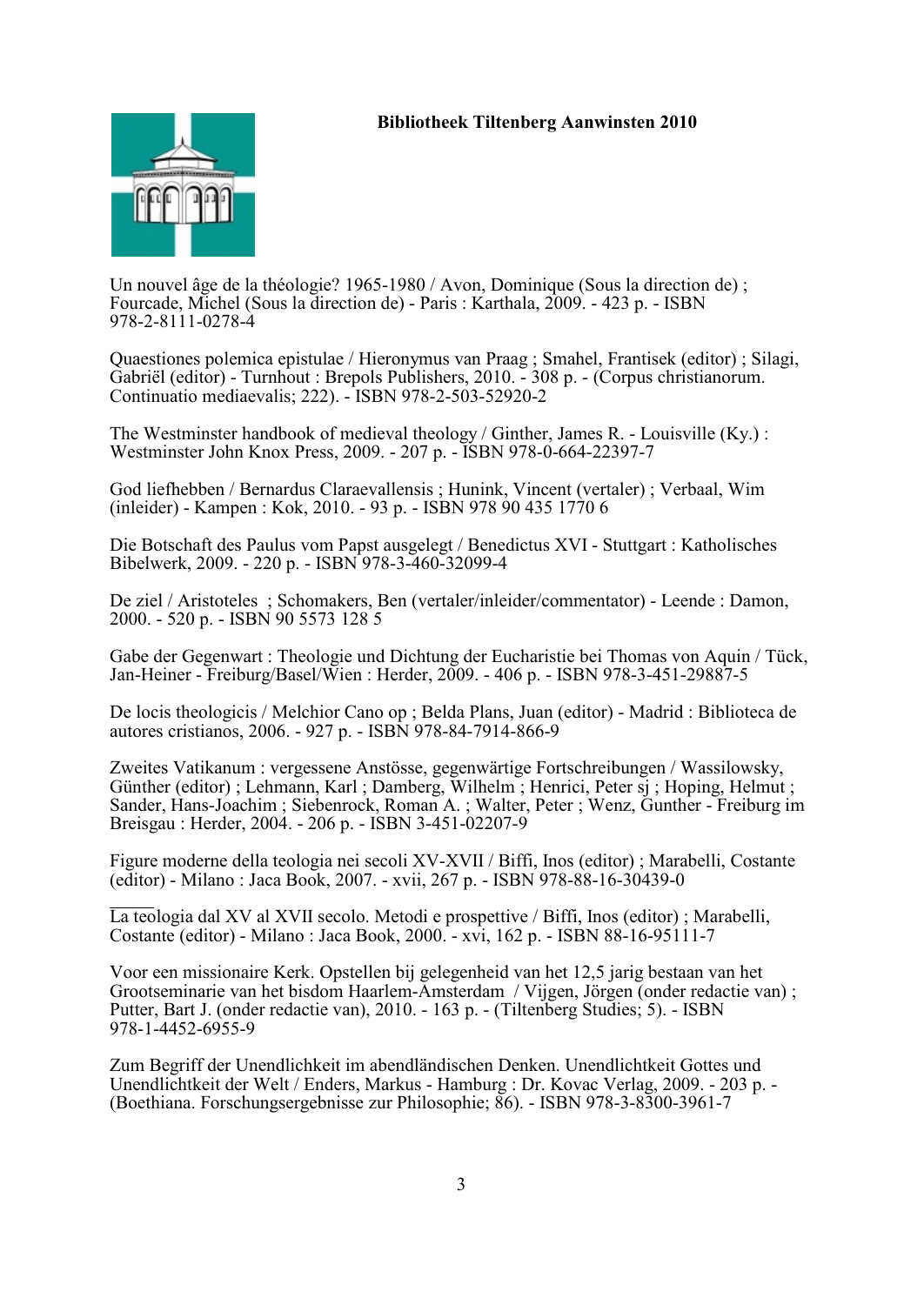**Bibliotheek Tiltenberg Aanwinsten 2010**

Un nouvel âge de la théologie? 1965-1980 / Avon, Dominique (Sous la direction de) ; Fourcade, Michel (Sous la direction de) - Paris : Karthala, 2009. - 423 p. - ISBN 978-2-8111-0278-4

Quaestiones polemica epistulae / Hieronymus van Praag ; Smahel, Frantisek (editor) ; Silagi, Gabriël (editor) - Turnhout : Brepols Publishers, 2010. - 308 p. - (Corpus christianorum. Continuatio mediaevalis; 222). - ISBN 978-2-503-52920-2

The Westminster handbook of medieval theology / Ginther, James R. - Louisville (Ky.) : Westminster John Knox Press, 2009. - 207 p. - ISBN 978-0-664-22397-7

God liefhebben / Bernardus Claraevallensis ; Hunink, Vincent (vertaler) ; Verbaal, Wim (inleider) - Kampen : Kok, 2010. - 93 p. - ISBN 978 90 435 1770 6

Die Botschaft des Paulus vom Papst ausgelegt / Benedictus XVI - Stuttgart : Katholisches Bibelwerk, 2009. - 220 p. - ISBN 978-3-460-32099-4

De ziel / Aristoteles ; Schomakers, Ben (vertaler/inleider/commentator) - Leende : Damon, 2000. - 520 p. - ISBN 90 5573 128 5

Gabe der Gegenwart : Theologie und Dichtung der Eucharistie bei Thomas von Aquin / Tück, Jan-Heiner - Freiburg/Basel/Wien : Herder, 2009. - 406 p. - ISBN 978-3-451-29887-5

De locis theologicis / Melchior Cano op ; Belda Plans, Juan (editor) - Madrid : Biblioteca de autores cristianos, 2006. - 927 p. - ISBN 978-84-7914-866-9

Zweites Vatikanum : vergessene Anstösse, gegenwärtige Fortschreibungen / Wassilowsky, Günther (editor) ; Lehmann, Karl ; Damberg, Wilhelm ; Henrici, Peter sj ; Hoping, Helmut ; Sander, Hans-Joachim ; Siebenrock, Roman A. ; Walter, Peter ; Wenz, Gunther - Freiburg im Breisgau : Herder, 2004. - 206 p. - ISBN 3-451-02207-9

Figure moderne della teologia nei secoli XV-XVII / Biffi, Inos (editor) ; Marabelli, Costante (editor) - Milano : Jaca Book, 2007. - xvii, 267 p. - ISBN 978-88-16-30439-0

\_\_\_\_ La teologia dal XV al XVII secolo. Metodi e prospettive / Biffi, Inos (editor) ; Marabelli, Costante (editor) - Milano : Jaca Book, 2000. - xvi, 162 p. - ISBN 88-16-95111-7

Voor een missionaire Kerk. Opstellen bij gelegenheid van het 12,5 jarig bestaan van het Grootseminarie van het bisdom Haarlem-Amsterdam / Vijgen, Jörgen (onder redactie van) ; Putter, Bart J. (onder redactie van), 2010. - 163 p. - (Tiltenberg Studies; 5). - ISBN 978-1-4452-6955-9

Zum Begriff der Unendlichkeit im abendländischen Denken. Unendlichtkeit Gottes und Unendlichtkeit der Welt / Enders, Markus - Hamburg : Dr. Kovac Verlag, 2009. - 203 p. - (Boethiana. Forschungsergebnisse zur Philosophie; 86). - ISBN 978-3-8300-3961-7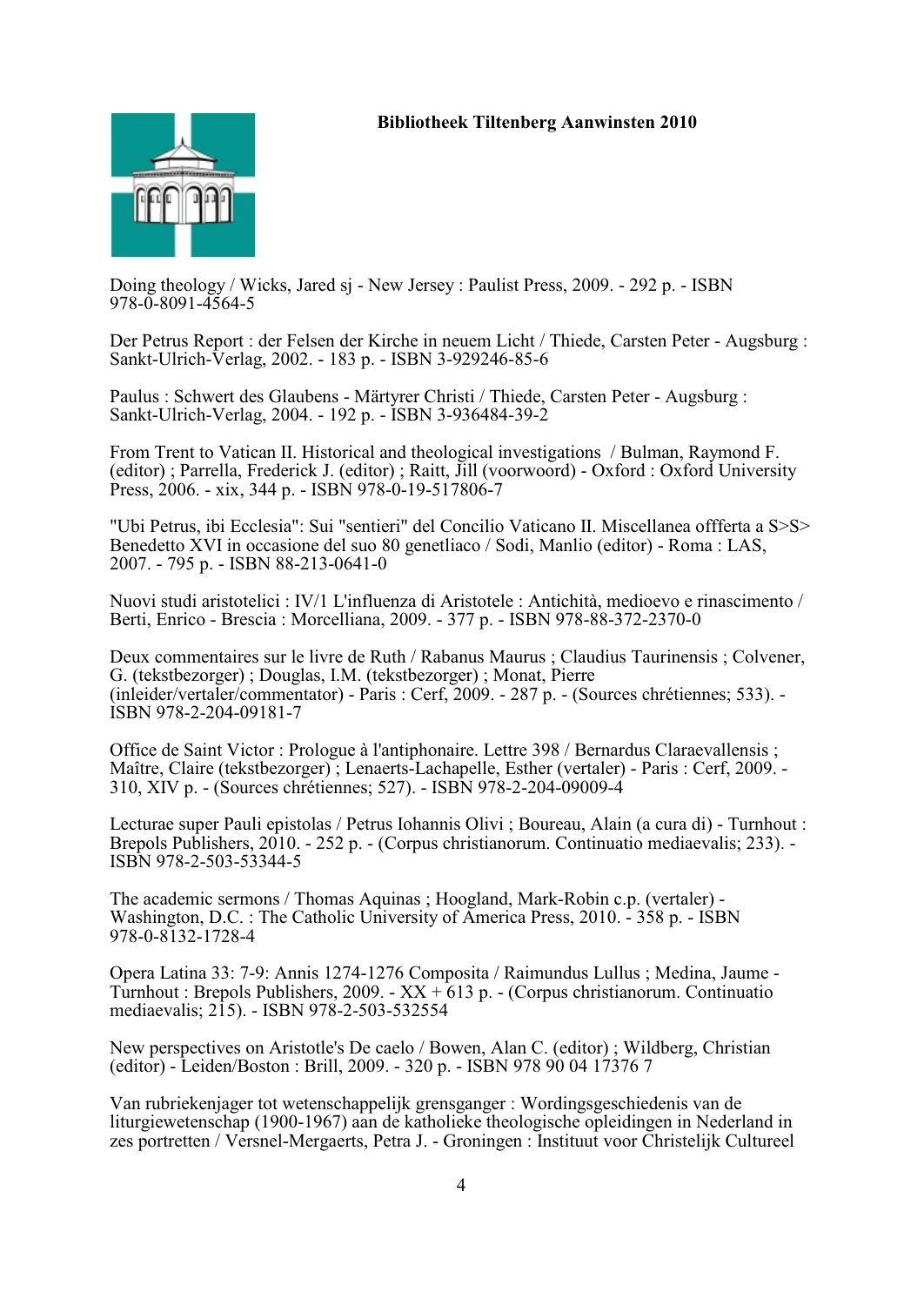**Bibliotheek Tiltenberg Aanwinsten 2010**

Doing theology / Wicks, Jared sj - New Jersey : Paulist Press, 2009. - 292 p. - ISBN 978-0-8091-4564-5

Der Petrus Report : der Felsen der Kirche in neuem Licht / Thiede, Carsten Peter - Augsburg : Sankt-Ulrich-Verlag, 2002. - 183 p. - ISBN 3-929246-85-6

Paulus : Schwert des Glaubens - Märtyrer Christi / Thiede, Carsten Peter - Augsburg : Sankt-Ulrich-Verlag, 2004. - 192 p. - ISBN 3-936484-39-2

From Trent to Vatican II. Historical and theological investigations / Bulman, Raymond F. (editor) ; Parrella, Frederick J. (editor) ; Raitt, Jill (voorwoord) - Oxford : Oxford University Press, 2006. - xix, 344 p. - ISBN 978-0-19-517806-7

"Ubi Petrus, ibi Ecclesia": Sui "sentieri" del Concilio Vaticano II. Miscellanea offferta a S>S> Benedetto XVI in occasione del suo 80 genetliaco / Sodi, Manlio (editor) - Roma : LAS, 2007. - 795 p. - ISBN 88-213-0641-0

Nuovi studi aristotelici : IV/1 L'influenza di Aristotele : Antichità, medioevo e rinascimento / Berti, Enrico - Brescia : Morcelliana, 2009. - 377 p. - ISBN 978-88-372-2370-0

Deux commentaires sur le livre de Ruth / Rabanus Maurus ; Claudius Taurinensis ; Colvener, G. (tekstbezorger) ; Douglas, I.M. (tekstbezorger) ; Monat, Pierre (inleider/vertaler/commentator) - Paris : Cerf, 2009. - 287 p. - (Sources chrétiennes; 533). - ISBN 978-2-204-09181-7

Office de Saint Victor : Prologue à l'antiphonaire. Lettre 398 / Bernardus Claraevallensis ; Maître, Claire (tekstbezorger) ; Lenaerts-Lachapelle, Esther (vertaler) - Paris : Cerf, 2009. - 310, XIV p. - (Sources chrétiennes; 527). - ISBN 978-2-204-09009-4

Lecturae super Pauli epistolas / Petrus Iohannis Olivi ; Boureau, Alain (a cura di) - Turnhout : Brepols Publishers, 2010. - 252 p. - (Corpus christianorum. Continuatio mediaevalis; 233). - ISBN 978-2-503-53344-5

The academic sermons / Thomas Aquinas ; Hoogland, Mark-Robin c.p. (vertaler) - Washington, D.C. : The Catholic University of America Press, 2010. - 358 p. - ISBN 978-0-8132-1728-4

Opera Latina 33: 7-9: Annis 1274-1276 Composita / Raimundus Lullus ; Medina, Jaume - Turnhout : Brepols Publishers, 2009. - XX + 613 p. - (Corpus christianorum. Continuatio mediaevalis; 215). - ISBN 978-2-503-532554

New perspectives on Aristotle's De caelo / Bowen, Alan C. (editor) ; Wildberg, Christian (editor) - Leiden/Boston : Brill, 2009. - 320 p. - ISBN 978 90 04 17376 7

Van rubriekenjager tot wetenschappelijk grensganger : Wordingsgeschiedenis van de liturgiewetenschap (1900-1967) aan de katholieke theologische opleidingen in Nederland in zes portretten / Versnel-Mergaerts, Petra J. - Groningen : Instituut voor Christelijk Cultureel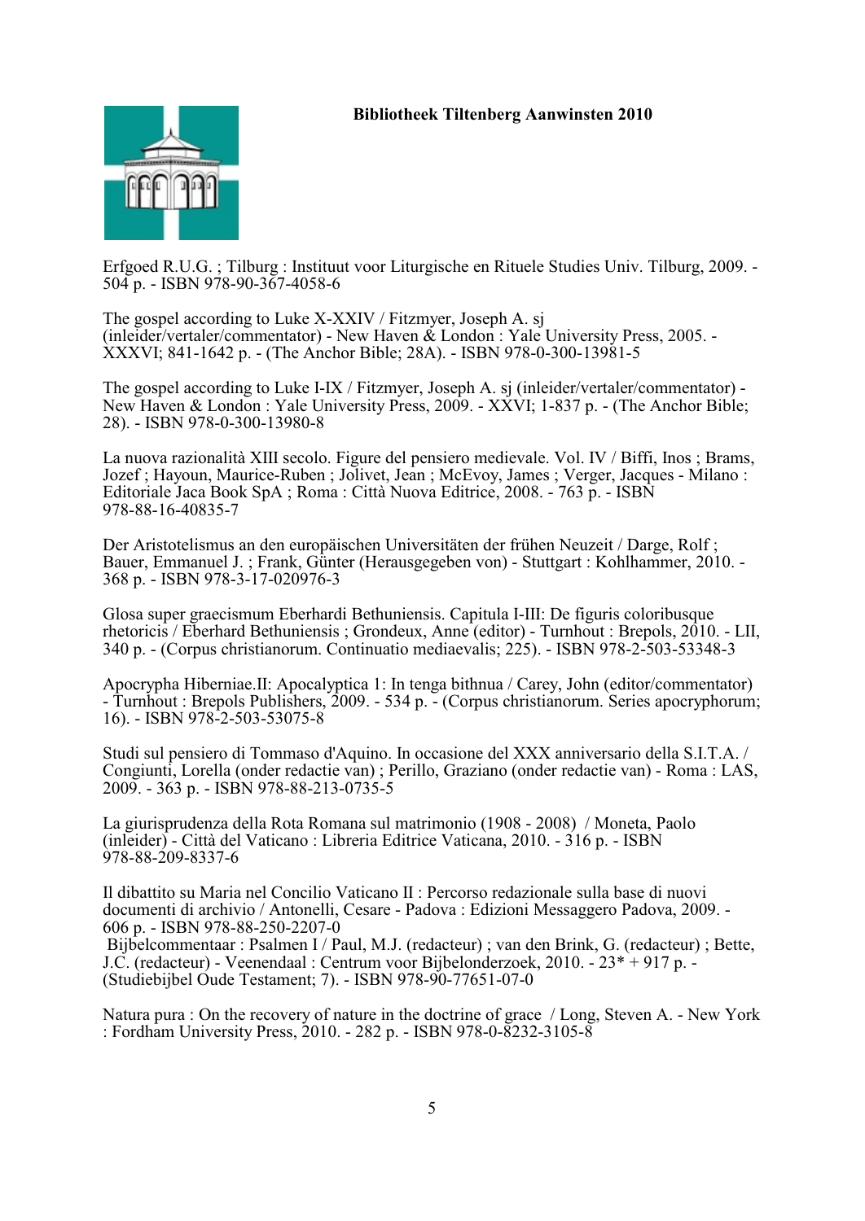**Bibliotheek Tiltenberg Aanwinsten 2010**

Erfgoed R.U.G. ; Tilburg : Instituut voor Liturgische en Rituele Studies Univ. Tilburg, 2009. - 504 p. - ISBN 978-90-367-4058-6

The gospel according to Luke X-XXIV / Fitzmyer, Joseph A. sj (inleider/vertaler/commentator) - New Haven & London : Yale University Press, 2005. - XXXVI; 841-1642 p. - (The Anchor Bible; 28A). - ISBN 978-0-300-13981-5

The gospel according to Luke I-IX / Fitzmyer, Joseph A. sj (inleider/vertaler/commentator) - New Haven & London : Yale University Press, 2009. - XXVI; 1-837 p. - (The Anchor Bible; 28). - ISBN 978-0-300-13980-8

La nuova razionalità XIII secolo. Figure del pensiero medievale. Vol. IV / Biffi, Inos ; Brams, Jozef ; Hayoun, Maurice-Ruben ; Jolivet, Jean ; McEvoy, James ; Verger, Jacques - Milano : Editoriale Jaca Book SpA ; Roma : Città Nuova Editrice, 2008. - 763 p. - ISBN 978-88-16-40835-7

Der Aristotelismus an den europäischen Universitäten der frühen Neuzeit / Darge, Rolf ; Bauer, Emmanuel J. ; Frank, Günter (Herausgegeben von) - Stuttgart : Kohlhammer, 2010. - 368 p. - ISBN 978-3-17-020976-3

Glosa super graecismum Eberhardi Bethuniensis. Capitula I-III: De figuris coloribusque rhetoricis / Eberhard Bethuniensis ; Grondeux, Anne (editor) - Turnhout : Brepols, 2010. - LII, 340 p. - (Corpus christianorum. Continuatio mediaevalis; 225). - ISBN 978-2-503-53348-3

Apocrypha Hiberniae.II: Apocalyptica 1: In tenga bithnua / Carey, John (editor/commentator) - Turnhout : Brepols Publishers, 2009. - 534 p. - (Corpus christianorum. Series apocryphorum; 16). - ISBN 978-2-503-53075-8

Studi sul pensiero di Tommaso d'Aquino. In occasione del XXX anniversario della S.I.T.A. / Congiunti, Lorella (onder redactie van) ; Perillo, Graziano (onder redactie van) - Roma : LAS, 2009. - 363 p. - ISBN 978-88-213-0735-5

La giurisprudenza della Rota Romana sul matrimonio (1908 - 2008) / Moneta, Paolo (inleider) - Città del Vaticano : Libreria Editrice Vaticana, 2010. - 316 p. - ISBN 978-88-209-8337-6

Il dibattito su Maria nel Concilio Vaticano II : Percorso redazionale sulla base di nuovi documenti di archivio / Antonelli, Cesare - Padova : Edizioni Messaggero Padova, 2009. - 606 p. - ISBN 978-88-250-2207-0

Bijbelcommentaar : Psalmen I / Paul, M.J. (redacteur) ; van den Brink, G. (redacteur) ; Bette, J.C. (redacteur) - Veenendaal : Centrum voor Bijbelonderzoek, 2010. - 23* + 917 p. - (Studiebijbel Oude Testament; 7). - ISBN 978-90-77651-07-0

Natura pura : On the recovery of nature in the doctrine of grace / Long, Steven A. - New York : Fordham University Press, 2010. - 282 p. - ISBN 978-0-8232-3105-8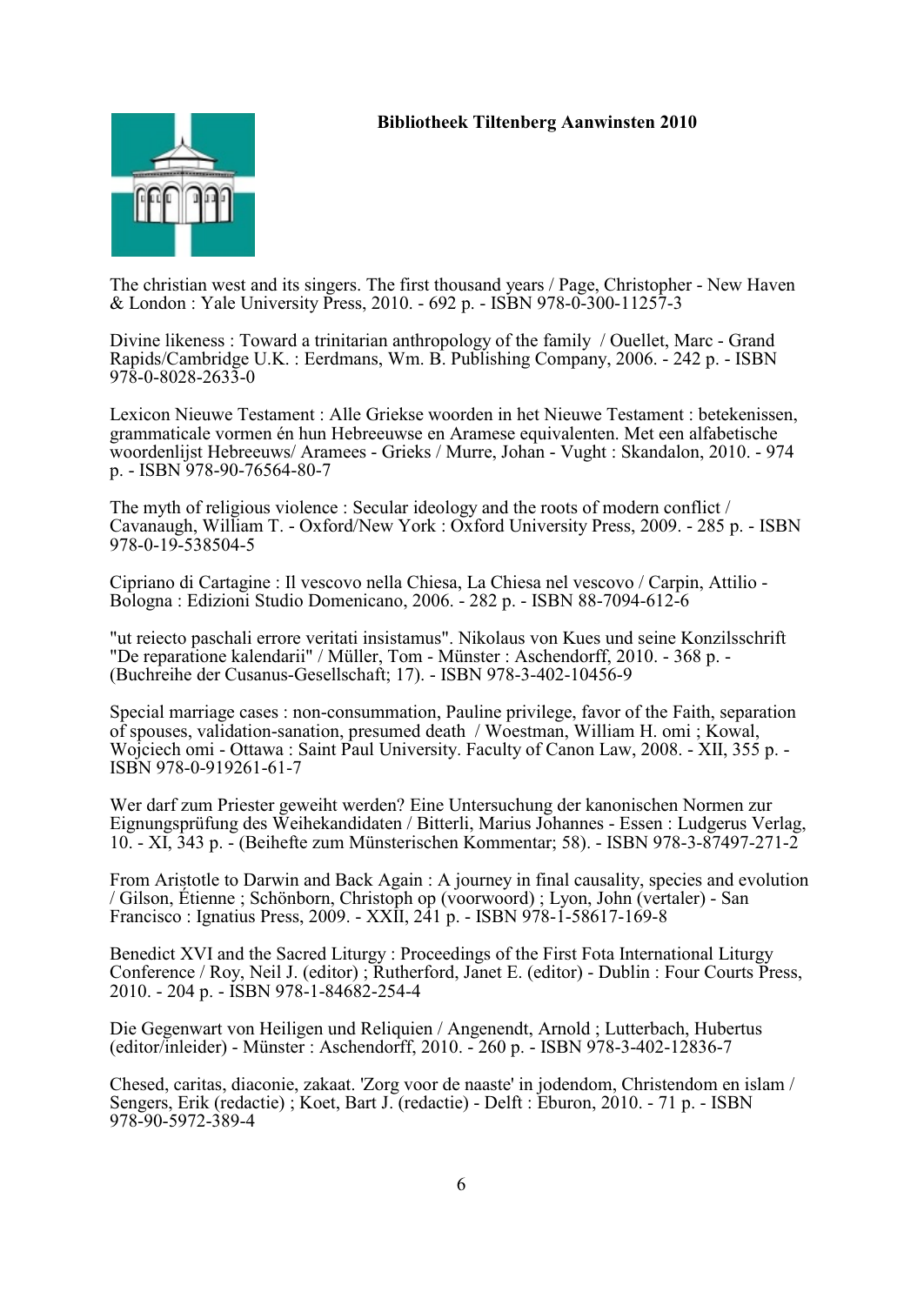**Bibliotheek Tiltenberg Aanwinsten 2010**

The christian west and its singers. The first thousand years / Page, Christopher - New Haven & London : Yale University Press, 2010. - 692 p. - ISBN 978-0-300-11257-3

Divine likeness : Toward a trinitarian anthropology of the family / Ouellet, Marc - Grand Rapids/Cambridge U.K. : Eerdmans, Wm. B. Publishing Company, 2006. - 242 p. - ISBN 978-0-8028-2633-0

Lexicon Nieuwe Testament : Alle Griekse woorden in het Nieuwe Testament : betekenissen, grammaticale vormen én hun Hebreeuwse en Aramese equivalenten. Met een alfabetische woordenlijst Hebreeuws/ Aramees - Grieks / Murre, Johan - Vught : Skandalon, 2010. - 974 p. - ISBN 978-90-76564-80-7

The myth of religious violence : Secular ideology and the roots of modern conflict / Cavanaugh, William T. - Oxford/New York : Oxford University Press, 2009. - 285 p. - ISBN 978-0-19-538504-5

Cipriano di Cartagine : Il vescovo nella Chiesa, La Chiesa nel vescovo / Carpin, Attilio - Bologna : Edizioni Studio Domenicano, 2006. - 282 p. - ISBN 88-7094-612-6

"ut reiecto paschali errore veritati insistamus". Nikolaus von Kues und seine Konzilsschrift "De reparatione kalendarii" / Müller, Tom - Münster : Aschendorff, 2010. - 368 p. - (Buchreihe der Cusanus-Gesellschaft; 17). - ISBN 978-3-402-10456-9

Special marriage cases : non-consummation, Pauline privilege, favor of the Faith, separation of spouses, validation-sanation, presumed death / Woestman, William H. omi ; Kowal, Wojciech omi - Ottawa : Saint Paul University. Faculty of Canon Law, 2008. - XII, 355 p. - ISBN 978-0-919261-61-7

Wer darf zum Priester geweiht werden? Eine Untersuchung der kanonischen Normen zur Eignungsprüfung des Weihekandidaten / Bitterli, Marius Johannes - Essen : Ludgerus Verlag, 10. - XI, 343 p. - (Beihefte zum Münsterischen Kommentar; 58). - ISBN 978-3-87497-271-2

From Aristotle to Darwin and Back Again : A journey in final causality, species and evolution / Gilson, Étienne ; Schönborn, Christoph op (voorwoord) ; Lyon, John (vertaler) - San Francisco : Ignatius Press, 2009. - XXII, 241 p. - ISBN 978-1-58617-169-8

Benedict XVI and the Sacred Liturgy : Proceedings of the First Fota International Liturgy Conference / Roy, Neil J. (editor) ; Rutherford, Janet E. (editor) - Dublin : Four Courts Press, 2010. - 204 p. - ISBN 978-1-84682-254-4

Die Gegenwart von Heiligen und Reliquien / Angenendt, Arnold ; Lutterbach, Hubertus (editor/inleider) - Münster : Aschendorff, 2010. - 260 p. - ISBN 978-3-402-12836-7

Chesed, caritas, diaconie, zakaat. 'Zorg voor de naaste' in jodendom, Christendom en islam / Sengers, Erik (redactie) ; Koet, Bart J. (redactie) - Delft : Eburon, 2010. - 71 p. - ISBN 978-90-5972-389-4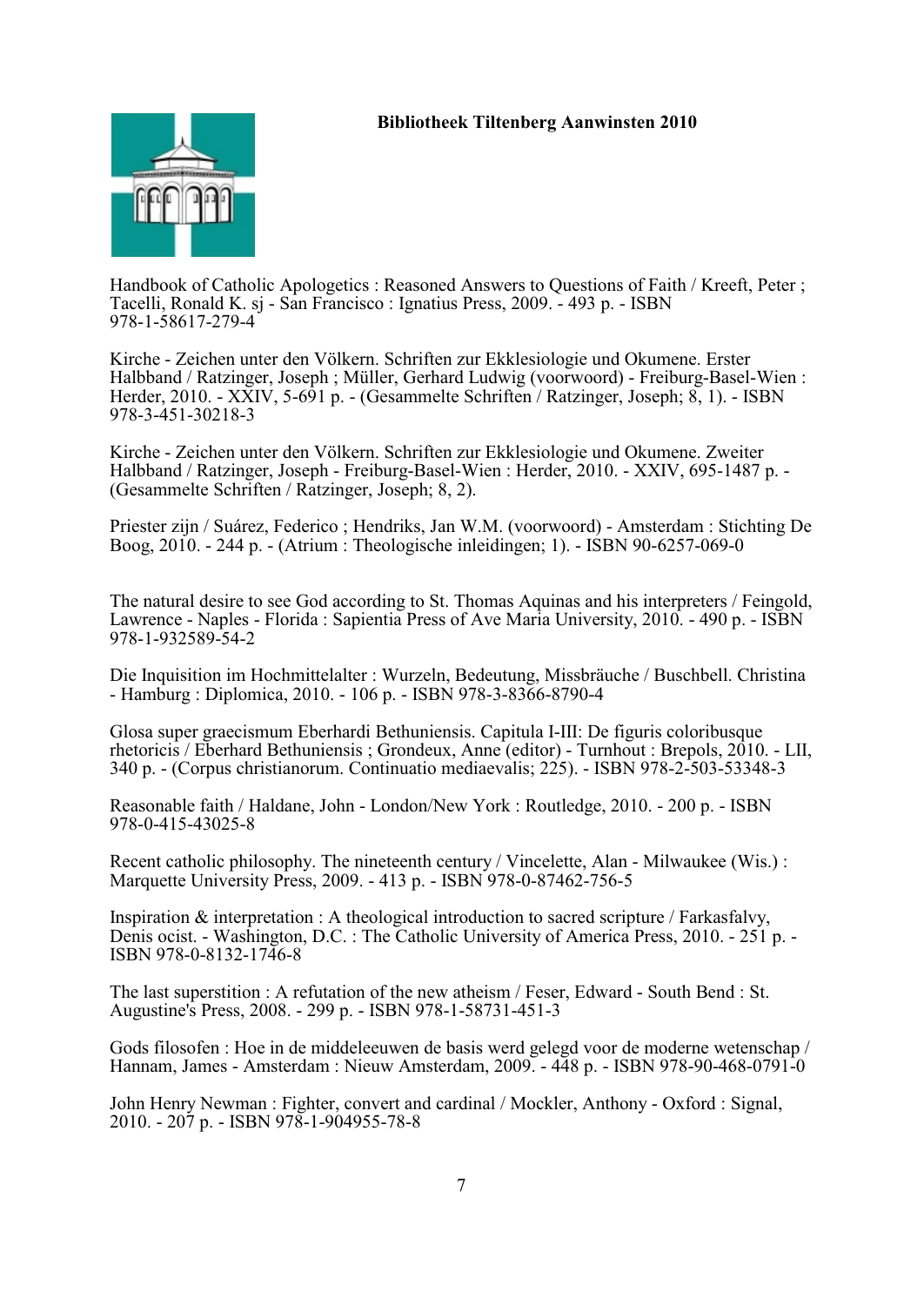**Bibliotheek Tiltenberg Aanwinsten 2010**

Handbook of Catholic Apologetics : Reasoned Answers to Questions of Faith / Kreeft, Peter ; Tacelli, Ronald K. sj - San Francisco : Ignatius Press, 2009. - 493 p. - ISBN 978-1-58617-279-4

Kirche - Zeichen unter den Völkern. Schriften zur Ekklesiologie und Okumene. Erster Halbband / Ratzinger, Joseph ; Müller, Gerhard Ludwig (voorwoord) - Freiburg-Basel-Wien : Herder, 2010. - XXIV, 5-691 p. - (Gesammelte Schriften / Ratzinger, Joseph; 8, 1). - ISBN 978-3-451-30218-3

Kirche - Zeichen unter den Völkern. Schriften zur Ekklesiologie und Okumene. Zweiter Halbband / Ratzinger, Joseph - Freiburg-Basel-Wien : Herder, 2010. - XXIV, 695-1487 p. - (Gesammelte Schriften / Ratzinger, Joseph; 8, 2).

Priester zijn / Suárez, Federico ; Hendriks, Jan W.M. (voorwoord) - Amsterdam : Stichting De Boog, 2010. - 244 p. - (Atrium : Theologische inleidingen; 1). - ISBN 90-6257-069-0

The natural desire to see God according to St. Thomas Aquinas and his interpreters / Feingold, Lawrence - Naples - Florida : Sapientia Press of Ave Maria University, 2010. - 490 p. - ISBN 978-1-932589-54-2

Die Inquisition im Hochmittelalter : Wurzeln, Bedeutung, Missbräuche / Buschbell. Christina - Hamburg : Diplomica, 2010. - 106 p. - ISBN 978-3-8366-8790-4

Glosa super graecismum Eberhardi Bethuniensis. Capitula I-III: De figuris coloribusque rhetoricis / Eberhard Bethuniensis ; Grondeux, Anne (editor) - Turnhout : Brepols, 2010. - LII, 340 p. - (Corpus christianorum. Continuatio mediaevalis; 225). - ISBN 978-2-503-53348-3

Reasonable faith / Haldane, John - London/New York : Routledge, 2010. - 200 p. - ISBN 978-0-415-43025-8

Recent catholic philosophy. The nineteenth century / Vincelette, Alan - Milwaukee (Wis.) : Marquette University Press, 2009. - 413 p. - ISBN 978-0-87462-756-5

Inspiration & interpretation : A theological introduction to sacred scripture / Farkasfalvy, Denis ocist. - Washington, D.C. : The Catholic University of America Press, 2010. - 251 p. - ISBN 978-0-8132-1746-8

The last superstition : A refutation of the new atheism / Feser, Edward - South Bend : St. Augustine's Press, 2008. - 299 p. - ISBN 978-1-58731-451-3

Gods filosofen : Hoe in de middeleeuwen de basis werd gelegd voor de moderne wetenschap / Hannam, James - Amsterdam : Nieuw Amsterdam, 2009. - 448 p. - ISBN 978-90-468-0791-0

John Henry Newman : Fighter, convert and cardinal / Mockler, Anthony - Oxford : Signal, 2010. - 207 p. - ISBN 978-1-904955-78-8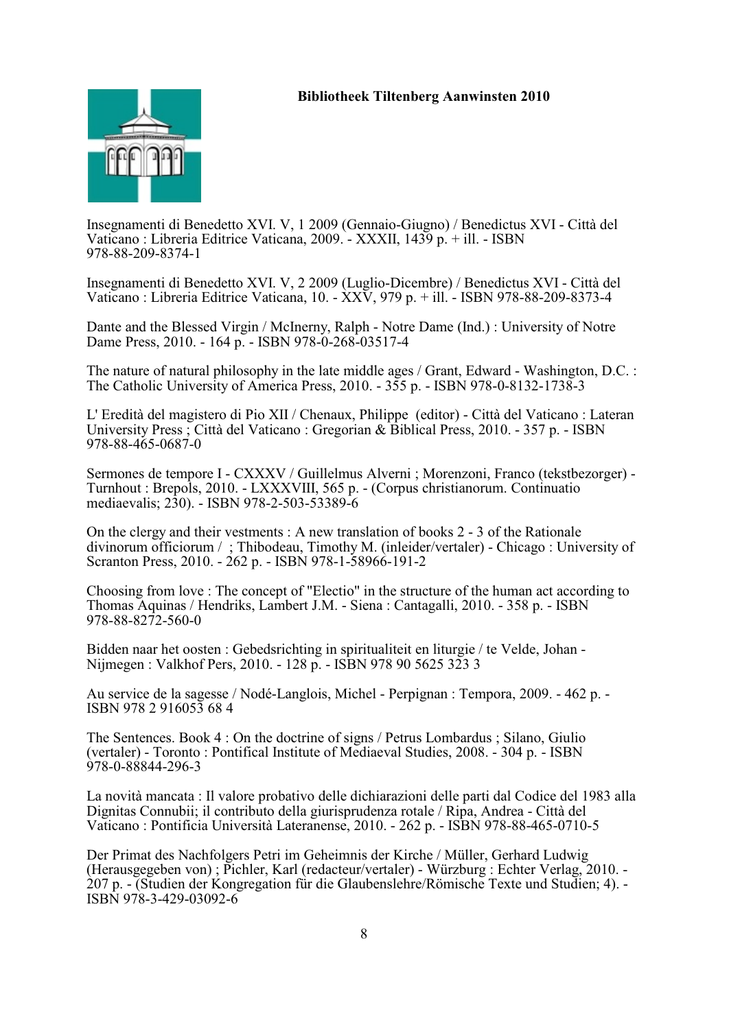**Bibliotheek Tiltenberg Aanwinsten 2010**

Insegnamenti di Benedetto XVI. V, 1 2009 (Gennaio-Giugno) / Benedictus XVI - Città del Vaticano : Libreria Editrice Vaticana, 2009. - XXXII, 1439 p. + ill. - ISBN 978-88-209-8374-1

Insegnamenti di Benedetto XVI. V, 2 2009 (Luglio-Dicembre) / Benedictus XVI - Città del Vaticano : Libreria Editrice Vaticana, 10. - XXV, 979 p. + ill. - ISBN 978-88-209-8373-4

Dante and the Blessed Virgin / McInerny, Ralph - Notre Dame (Ind.) : University of Notre Dame Press, 2010. - 164 p. - ISBN 978-0-268-03517-4

The nature of natural philosophy in the late middle ages / Grant, Edward - Washington, D.C. : The Catholic University of America Press, 2010. - 355 p. - ISBN 978-0-8132-1738-3

L' Eredità del magistero di Pio XII / Chenaux, Philippe (editor) - Città del Vaticano : Lateran University Press ; Città del Vaticano : Gregorian & Biblical Press, 2010. - 357 p. - ISBN 978-88-465-0687-0

Sermones de tempore I - CXXXV / Guillelmus Alverni ; Morenzoni, Franco (tekstbezorger) - Turnhout : Brepols, 2010. - LXXXVIII, 565 p. - (Corpus christianorum. Continuatio mediaevalis; 230). - ISBN 978-2-503-53389-6

On the clergy and their vestments : A new translation of books 2 - 3 of the Rationale divinorum officiorum / ; Thibodeau, Timothy M. (inleider/vertaler) - Chicago : University of Scranton Press, 2010. - 262 p. - ISBN 978-1-58966-191-2

Choosing from love : The concept of "Electio" in the structure of the human act according to Thomas Aquinas / Hendriks, Lambert J.M. - Siena : Cantagalli, 2010. - 358 p. - ISBN 978-88-8272-560-0

Bidden naar het oosten : Gebedsrichting in spiritualiteit en liturgie / te Velde, Johan - Nijmegen : Valkhof Pers, 2010. - 128 p. - ISBN 978 90 5625 323 3

Au service de la sagesse / Nodé-Langlois, Michel - Perpignan : Tempora, 2009. - 462 p. - ISBN 978 2 916053 68 4

The Sentences. Book 4 : On the doctrine of signs / Petrus Lombardus ; Silano, Giulio (vertaler) - Toronto : Pontifical Institute of Mediaeval Studies, 2008. - 304 p. - ISBN 978-0-88844-296-3

La novità mancata : Il valore probativo delle dichiarazioni delle parti dal Codice del 1983 alla Dignitas Connubii; il contributo della giurisprudenza rotale / Ripa, Andrea - Città del Vaticano : Pontificia Università Lateranense, 2010. - 262 p. - ISBN 978-88-465-0710-5

Der Primat des Nachfolgers Petri im Geheimnis der Kirche / Müller, Gerhard Ludwig (Herausgegeben von) ; Pichler, Karl (redacteur/vertaler) - Würzburg : Echter Verlag, 2010. - 207 p. - (Studien der Kongregation für die Glaubenslehre/Römische Texte und Studien; 4). - ISBN 978-3-429-03092-6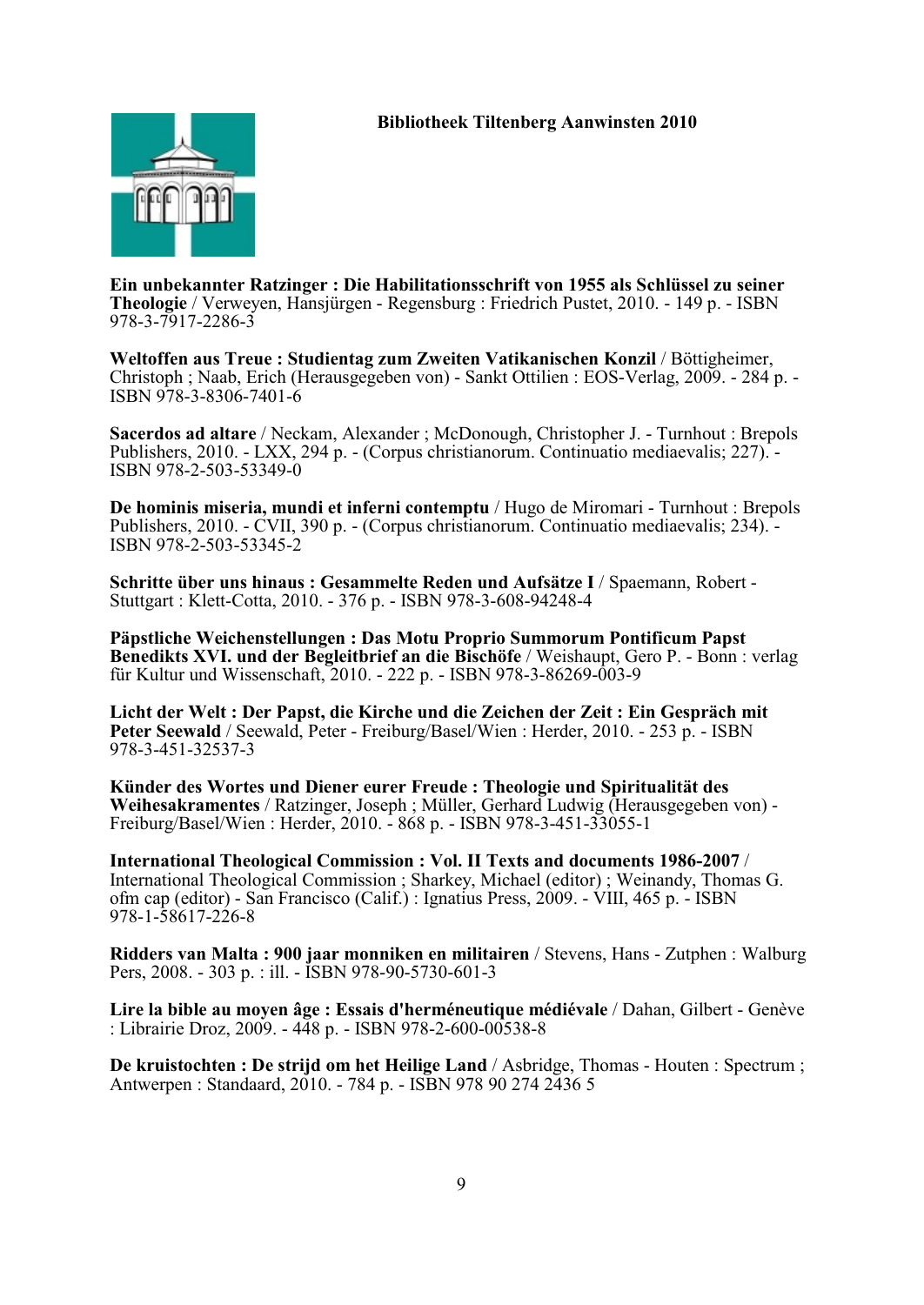**Bibliotheek Tiltenberg Aanwinsten 2010**

**Ein unbekannter Ratzinger : Die Habilitationsschrift von 1955 als Schlüssel zu seiner Theologie** / Verweyen, Hansjürgen - Regensburg : Friedrich Pustet, 2010. - 149 p. - ISBN 978-3-7917-2286-3

**Weltoffen aus Treue : Studientag zum Zweiten Vatikanischen Konzil** / Böttigheimer, Christoph ; Naab, Erich (Herausgegeben von) - Sankt Ottilien : EOS-Verlag, 2009. - 284 p. - ISBN 978-3-8306-7401-6

**Sacerdos ad altare** / Neckam, Alexander ; McDonough, Christopher J. - Turnhout : Brepols Publishers, 2010. - LXX, 294 p. - (Corpus christianorum. Continuatio mediaevalis; 227). - ISBN 978-2-503-53349-0

**De hominis miseria, mundi et inferni contemptu** / Hugo de Miromari - Turnhout : Brepols Publishers, 2010. - CVII, 390 p. - (Corpus christianorum. Continuatio mediaevalis; 234). - ISBN 978-2-503-53345-2

**Schritte über uns hinaus : Gesammelte Reden und Aufsätze I** / Spaemann, Robert - Stuttgart : Klett-Cotta, 2010. - 376 p. - ISBN 978-3-608-94248-4

**Päpstliche Weichenstellungen : Das Motu Proprio Summorum Pontificum Papst Benedikts XVI. und der Begleitbrief an die Bischöfe** / Weishaupt, Gero P. - Bonn : verlag für Kultur und Wissenschaft, 2010. - 222 p. - ISBN 978-3-86269-003-9

**Licht der Welt : Der Papst, die Kirche und die Zeichen der Zeit : Ein Gespräch mit Peter Seewald** / Seewald, Peter - Freiburg/Basel/Wien : Herder, 2010. - 253 p. - ISBN 978-3-451-32537-3

**Künder des Wortes und Diener eurer Freude : Theologie und Spiritualität des Weihesakramentes** / Ratzinger, Joseph ; Müller, Gerhard Ludwig (Herausgegeben von) - Freiburg/Basel/Wien : Herder, 2010. - 868 p. - ISBN 978-3-451-33055-1

**International Theological Commission : Vol. II Texts and documents 1986-2007** / International Theological Commission ; Sharkey, Michael (editor) ; Weinandy, Thomas G. ofm cap (editor) - San Francisco (Calif.) : Ignatius Press, 2009. - VIII, 465 p. - ISBN 978-1-58617-226-8

**Ridders van Malta : 900 jaar monniken en militairen** / Stevens, Hans - Zutphen : Walburg Pers, 2008. - 303 p. : ill. - ISBN 978-90-5730-601-3

**Lire la bible au moyen âge : Essais d'herméneutique médiévale** / Dahan, Gilbert - Genève : Librairie Droz, 2009. - 448 p. - ISBN 978-2-600-00538-8

**De kruistochten : De strijd om het Heilige Land** / Asbridge, Thomas - Houten : Spectrum ; Antwerpen : Standaard, 2010. - 784 p. - ISBN 978 90 274 2436 5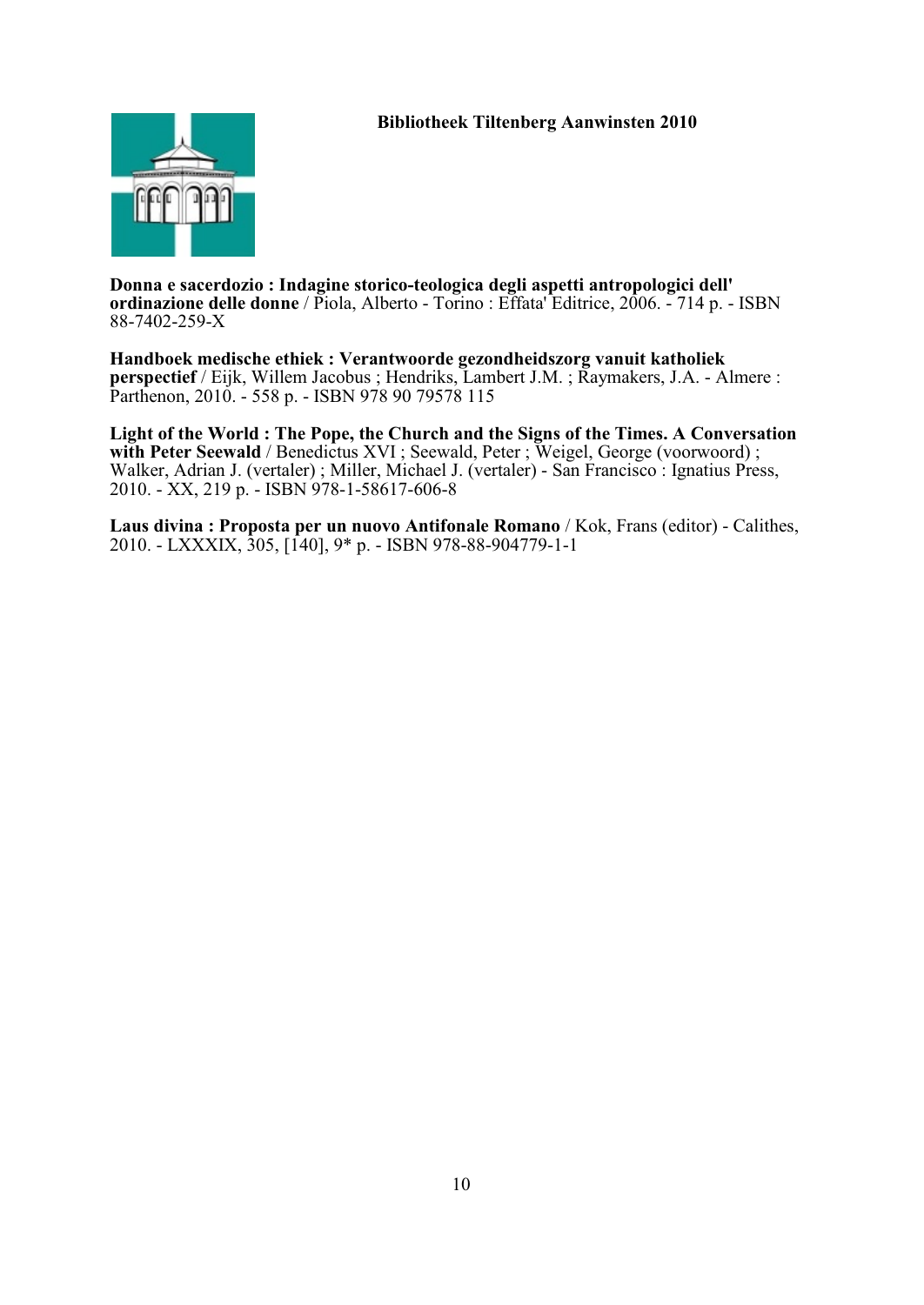**Bibliotheek Tiltenberg Aanwinsten 2010**

**Donna e sacerdozio : Indagine storico-teologica degli aspetti antropologici dell' ordinazione delle donne** / Piola, Alberto - Torino : Effata' Editrice, 2006. - 714 p. - ISBN 88-7402-259-X

**Handboek medische ethiek : Verantwoorde gezondheidszorg vanuit katholiek perspectief** / Eijk, Willem Jacobus ; Hendriks, Lambert J.M. ; Raymakers, J.A. - Almere : Parthenon, 2010. - 558 p. - ISBN 978 90 79578 115

**Light of the World : The Pope, the Church and the Signs of the Times. A Conversation with Peter Seewald** / Benedictus XVI ; Seewald, Peter ; Weigel, George (voorwoord) ; Walker, Adrian J. (vertaler) ; Miller, Michael J. (vertaler) - San Francisco : Ignatius Press, 2010. - XX, 219 p. - ISBN 978-1-58617-606-8

**Laus divina : Proposta per un nuovo Antifonale Romano** / Kok, Frans (editor) - Calithes, 2010. - LXXXIX, 305, [140], 9* p. - ISBN 978-88-904779-1-1